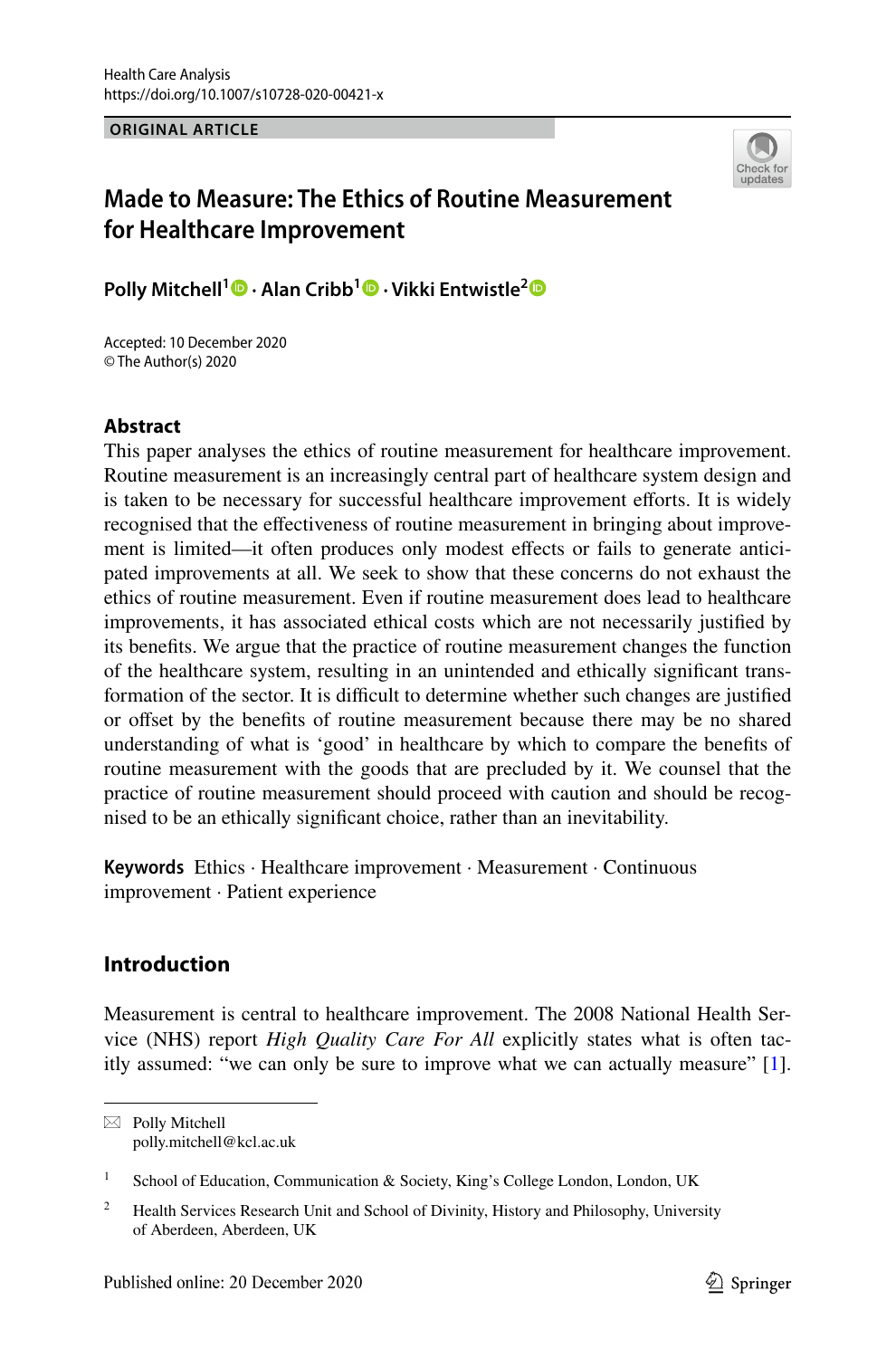Health Care Analysis
https://doi.org/10.1007/s10728-020-00421-x

ORIGINAL ARTICLE

# Made to Measure: The Ethics of Routine Measurement for Healthcare Improvement

**Polly Mitchell[1] · Alan Cribb[1] · Vikki Entwistle[2]**

Accepted: 10 December 2020
© The Author(s) 2020

## Abstract

This paper analyses the ethics of routine measurement for healthcare improvement. Routine measurement is an increasingly central part of healthcare system design and is taken to be necessary for successful healthcare improvement efforts. It is widely recognised that the effectiveness of routine measurement in bringing about improvement is limited—it often produces only modest effects or fails to generate anticipated improvements at all. We seek to show that these concerns do not exhaust the ethics of routine measurement. Even if routine measurement does lead to healthcare improvements, it has associated ethical costs which are not necessarily justified by its benefits. We argue that the practice of routine measurement changes the function of the healthcare system, resulting in an unintended and ethically significant transformation of the sector. It is difficult to determine whether such changes are justified or offset by the benefits of routine measurement because there may be no shared understanding of what is 'good' in healthcare by which to compare the benefits of routine measurement with the goods that are precluded by it. We counsel that the practice of routine measurement should proceed with caution and should be recognised to be an ethically significant choice, rather than an inevitability.

**Keywords** Ethics · Healthcare improvement · Measurement · Continuous improvement · Patient experience

## Introduction

Measurement is central to healthcare improvement. The 2008 National Health Service (NHS) report *High Quality Care For All* explicitly states what is often tacitly assumed: "we can only be sure to improve what we can actually measure" [1].

---

✉ Polly Mitchell
polly.mitchell@kcl.ac.uk

[1] School of Education, Communication & Society, King's College London, London, UK

[2] Health Services Research Unit and School of Divinity, History and Philosophy, University of Aberdeen, Aberdeen, UK

Published online: 20 December 2020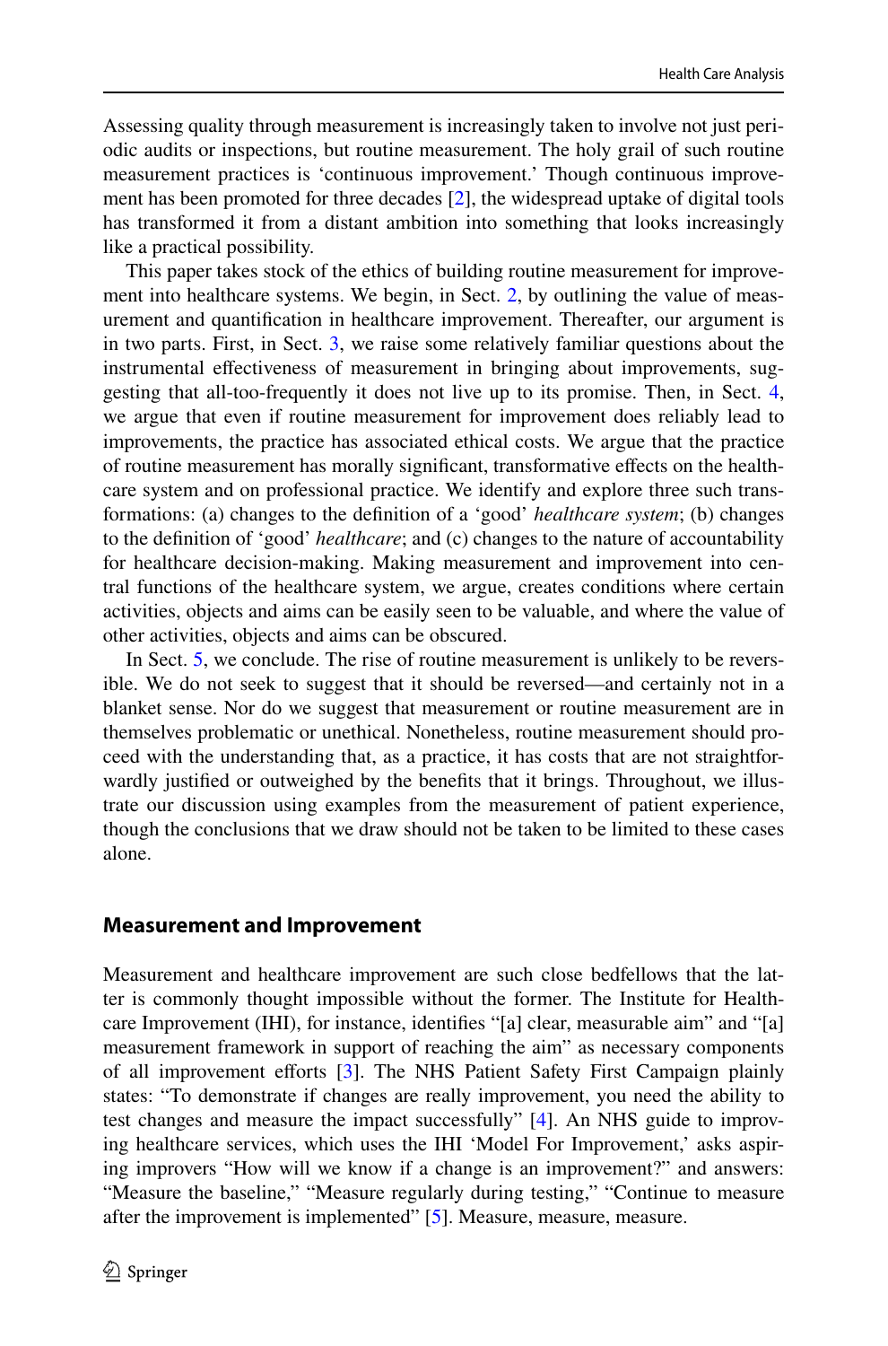Assessing quality through measurement is increasingly taken to involve not just periodic audits or inspections, but routine measurement. The holy grail of such routine measurement practices is 'continuous improvement.' Though continuous improvement has been promoted for three decades [2], the widespread uptake of digital tools has transformed it from a distant ambition into something that looks increasingly like a practical possibility.

This paper takes stock of the ethics of building routine measurement for improvement into healthcare systems. We begin, in Sect. 2, by outlining the value of measurement and quantification in healthcare improvement. Thereafter, our argument is in two parts. First, in Sect. 3, we raise some relatively familiar questions about the instrumental effectiveness of measurement in bringing about improvements, suggesting that all-too-frequently it does not live up to its promise. Then, in Sect. 4, we argue that even if routine measurement for improvement does reliably lead to improvements, the practice has associated ethical costs. We argue that the practice of routine measurement has morally significant, transformative effects on the healthcare system and on professional practice. We identify and explore three such transformations: (a) changes to the definition of a 'good' *healthcare system*; (b) changes to the definition of 'good' *healthcare*; and (c) changes to the nature of accountability for healthcare decision-making. Making measurement and improvement into central functions of the healthcare system, we argue, creates conditions where certain activities, objects and aims can be easily seen to be valuable, and where the value of other activities, objects and aims can be obscured.

In Sect. 5, we conclude. The rise of routine measurement is unlikely to be reversible. We do not seek to suggest that it should be reversed—and certainly not in a blanket sense. Nor do we suggest that measurement or routine measurement are in themselves problematic or unethical. Nonetheless, routine measurement should proceed with the understanding that, as a practice, it has costs that are not straightforwardly justified or outweighed by the benefits that it brings. Throughout, we illustrate our discussion using examples from the measurement of patient experience, though the conclusions that we draw should not be taken to be limited to these cases alone.

## Measurement and Improvement

Measurement and healthcare improvement are such close bedfellows that the latter is commonly thought impossible without the former. The Institute for Healthcare Improvement (IHI), for instance, identifies "[a] clear, measurable aim" and "[a] measurement framework in support of reaching the aim" as necessary components of all improvement efforts [3]. The NHS Patient Safety First Campaign plainly states: "To demonstrate if changes are really improvement, you need the ability to test changes and measure the impact successfully" [4]. An NHS guide to improving healthcare services, which uses the IHI 'Model For Improvement,' asks aspiring improvers "How will we know if a change is an improvement?" and answers: "Measure the baseline," "Measure regularly during testing," "Continue to measure after the improvement is implemented" [5]. Measure, measure, measure.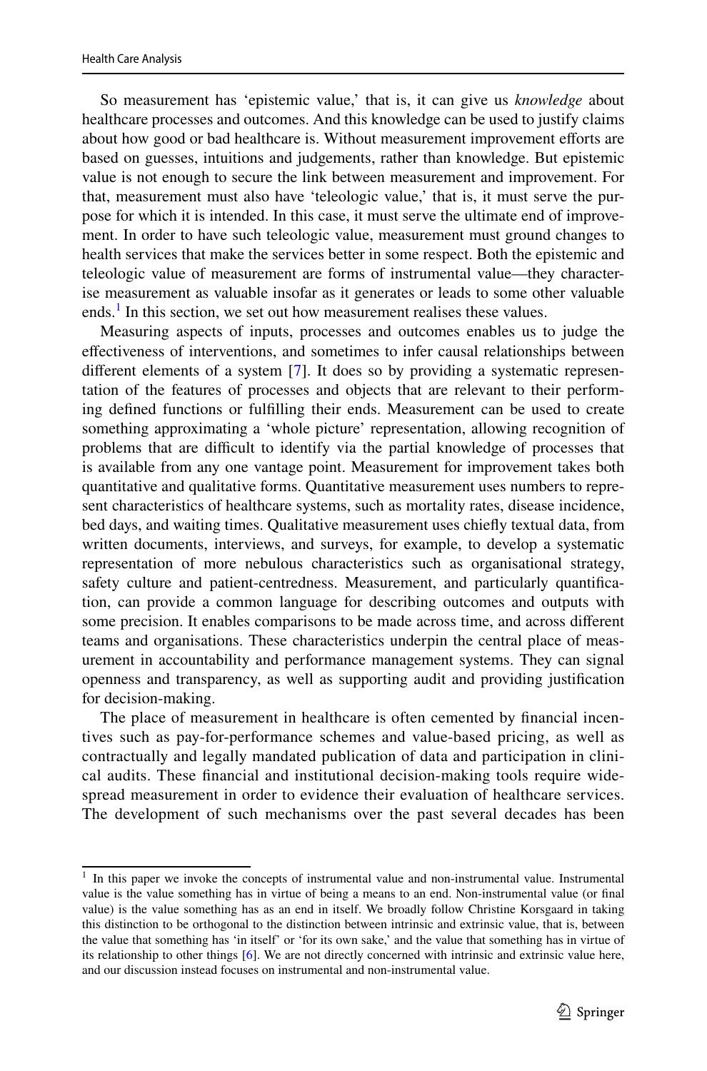So measurement has 'epistemic value,' that is, it can give us *knowledge* about healthcare processes and outcomes. And this knowledge can be used to justify claims about how good or bad healthcare is. Without measurement improvement efforts are based on guesses, intuitions and judgements, rather than knowledge. But epistemic value is not enough to secure the link between measurement and improvement. For that, measurement must also have 'teleologic value,' that is, it must serve the purpose for which it is intended. In this case, it must serve the ultimate end of improvement. In order to have such teleologic value, measurement must ground changes to health services that make the services better in some respect. Both the epistemic and teleologic value of measurement are forms of instrumental value—they characterise measurement as valuable insofar as it generates or leads to some other valuable ends.[1] In this section, we set out how measurement realises these values.

Measuring aspects of inputs, processes and outcomes enables us to judge the effectiveness of interventions, and sometimes to infer causal relationships between different elements of a system [7]. It does so by providing a systematic representation of the features of processes and objects that are relevant to their performing defined functions or fulfilling their ends. Measurement can be used to create something approximating a 'whole picture' representation, allowing recognition of problems that are difficult to identify via the partial knowledge of processes that is available from any one vantage point. Measurement for improvement takes both quantitative and qualitative forms. Quantitative measurement uses numbers to represent characteristics of healthcare systems, such as mortality rates, disease incidence, bed days, and waiting times. Qualitative measurement uses chiefly textual data, from written documents, interviews, and surveys, for example, to develop a systematic representation of more nebulous characteristics such as organisational strategy, safety culture and patient-centredness. Measurement, and particularly quantification, can provide a common language for describing outcomes and outputs with some precision. It enables comparisons to be made across time, and across different teams and organisations. These characteristics underpin the central place of measurement in accountability and performance management systems. They can signal openness and transparency, as well as supporting audit and providing justification for decision-making.

The place of measurement in healthcare is often cemented by financial incentives such as pay-for-performance schemes and value-based pricing, as well as contractually and legally mandated publication of data and participation in clinical audits. These financial and institutional decision-making tools require widespread measurement in order to evidence their evaluation of healthcare services. The development of such mechanisms over the past several decades has been

---

[1] In this paper we invoke the concepts of instrumental value and non-instrumental value. Instrumental value is the value something has in virtue of being a means to an end. Non-instrumental value (or final value) is the value something has as an end in itself. We broadly follow Christine Korsgaard in taking this distinction to be orthogonal to the distinction between intrinsic and extrinsic value, that is, between the value that something has 'in itself' or 'for its own sake,' and the value that something has in virtue of its relationship to other things [6]. We are not directly concerned with intrinsic and extrinsic value here, and our discussion instead focuses on instrumental and non-instrumental value.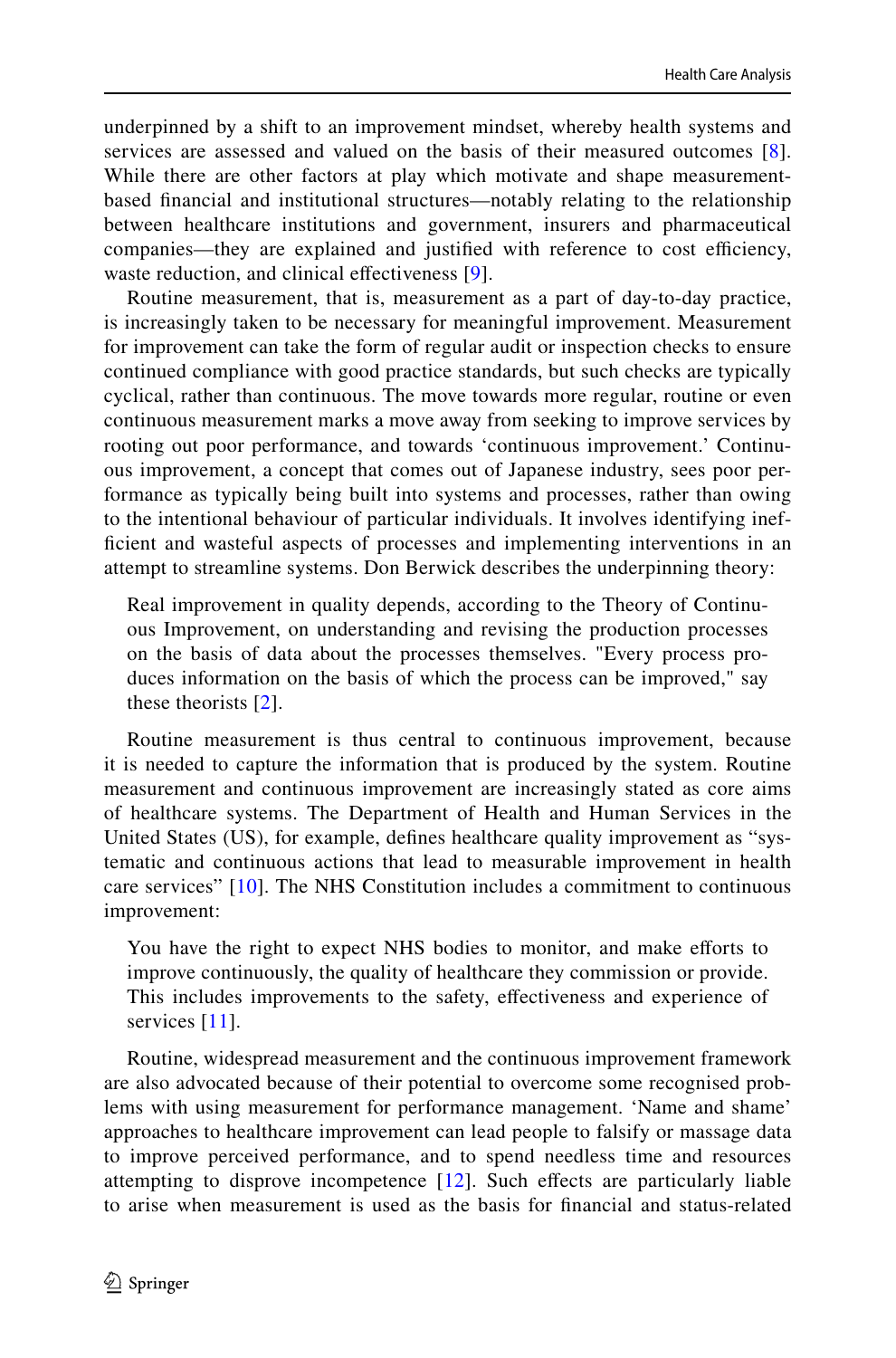underpinned by a shift to an improvement mindset, whereby health systems and services are assessed and valued on the basis of their measured outcomes [8]. While there are other factors at play which motivate and shape measurement-based financial and institutional structures—notably relating to the relationship between healthcare institutions and government, insurers and pharmaceutical companies—they are explained and justified with reference to cost efficiency, waste reduction, and clinical effectiveness [9].

Routine measurement, that is, measurement as a part of day-to-day practice, is increasingly taken to be necessary for meaningful improvement. Measurement for improvement can take the form of regular audit or inspection checks to ensure continued compliance with good practice standards, but such checks are typically cyclical, rather than continuous. The move towards more regular, routine or even continuous measurement marks a move away from seeking to improve services by rooting out poor performance, and towards 'continuous improvement.' Continuous improvement, a concept that comes out of Japanese industry, sees poor performance as typically being built into systems and processes, rather than owing to the intentional behaviour of particular individuals. It involves identifying inefficient and wasteful aspects of processes and implementing interventions in an attempt to streamline systems. Don Berwick describes the underpinning theory:

> Real improvement in quality depends, according to the Theory of Continuous Improvement, on understanding and revising the production processes on the basis of data about the processes themselves. "Every process produces information on the basis of which the process can be improved," say these theorists [2].

Routine measurement is thus central to continuous improvement, because it is needed to capture the information that is produced by the system. Routine measurement and continuous improvement are increasingly stated as core aims of healthcare systems. The Department of Health and Human Services in the United States (US), for example, defines healthcare quality improvement as "systematic and continuous actions that lead to measurable improvement in health care services" [10]. The NHS Constitution includes a commitment to continuous improvement:

> You have the right to expect NHS bodies to monitor, and make efforts to improve continuously, the quality of healthcare they commission or provide. This includes improvements to the safety, effectiveness and experience of services [11].

Routine, widespread measurement and the continuous improvement framework are also advocated because of their potential to overcome some recognised problems with using measurement for performance management. 'Name and shame' approaches to healthcare improvement can lead people to falsify or massage data to improve perceived performance, and to spend needless time and resources attempting to disprove incompetence [12]. Such effects are particularly liable to arise when measurement is used as the basis for financial and status-related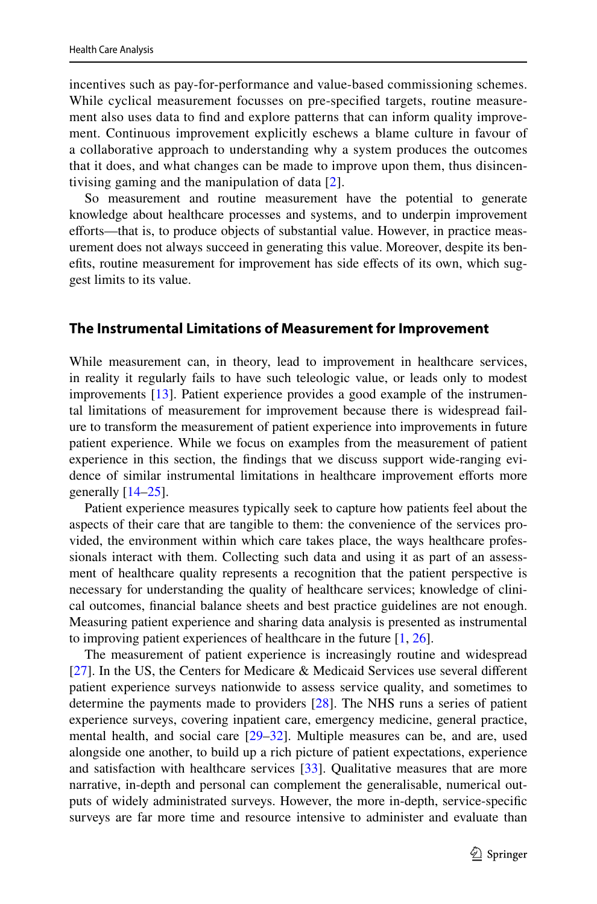incentives such as pay-for-performance and value-based commissioning schemes. While cyclical measurement focusses on pre-specified targets, routine measurement also uses data to find and explore patterns that can inform quality improvement. Continuous improvement explicitly eschews a blame culture in favour of a collaborative approach to understanding why a system produces the outcomes that it does, and what changes can be made to improve upon them, thus disincentivising gaming and the manipulation of data [2].

So measurement and routine measurement have the potential to generate knowledge about healthcare processes and systems, and to underpin improvement efforts—that is, to produce objects of substantial value. However, in practice measurement does not always succeed in generating this value. Moreover, despite its benefits, routine measurement for improvement has side effects of its own, which suggest limits to its value.

## The Instrumental Limitations of Measurement for Improvement

While measurement can, in theory, lead to improvement in healthcare services, in reality it regularly fails to have such teleologic value, or leads only to modest improvements [13]. Patient experience provides a good example of the instrumental limitations of measurement for improvement because there is widespread failure to transform the measurement of patient experience into improvements in future patient experience. While we focus on examples from the measurement of patient experience in this section, the findings that we discuss support wide-ranging evidence of similar instrumental limitations in healthcare improvement efforts more generally [14–25].

Patient experience measures typically seek to capture how patients feel about the aspects of their care that are tangible to them: the convenience of the services provided, the environment within which care takes place, the ways healthcare professionals interact with them. Collecting such data and using it as part of an assessment of healthcare quality represents a recognition that the patient perspective is necessary for understanding the quality of healthcare services; knowledge of clinical outcomes, financial balance sheets and best practice guidelines are not enough. Measuring patient experience and sharing data analysis is presented as instrumental to improving patient experiences of healthcare in the future [1, 26].

The measurement of patient experience is increasingly routine and widespread [27]. In the US, the Centers for Medicare & Medicaid Services use several different patient experience surveys nationwide to assess service quality, and sometimes to determine the payments made to providers [28]. The NHS runs a series of patient experience surveys, covering inpatient care, emergency medicine, general practice, mental health, and social care [29–32]. Multiple measures can be, and are, used alongside one another, to build up a rich picture of patient expectations, experience and satisfaction with healthcare services [33]. Qualitative measures that are more narrative, in-depth and personal can complement the generalisable, numerical outputs of widely administrated surveys. However, the more in-depth, service-specific surveys are far more time and resource intensive to administer and evaluate than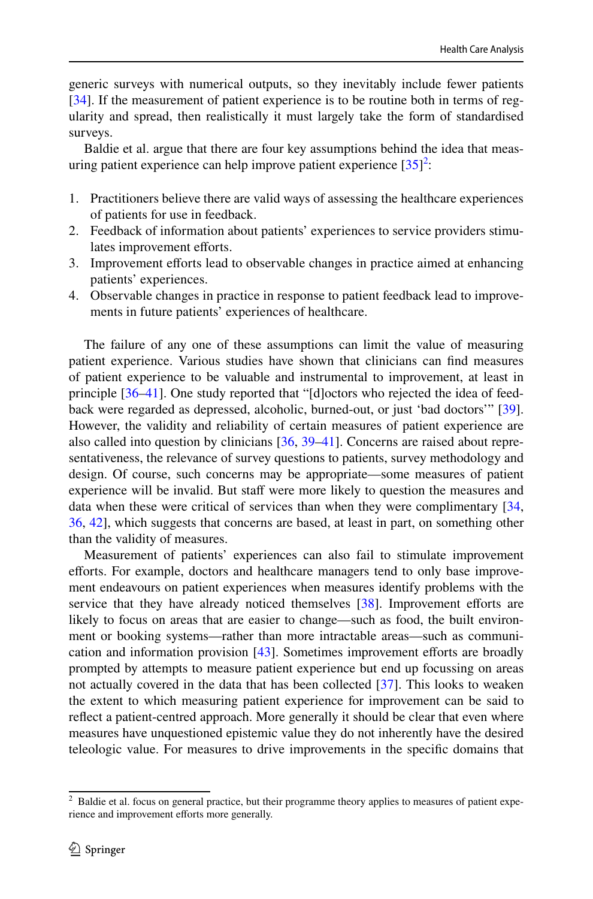generic surveys with numerical outputs, so they inevitably include fewer patients [34]. If the measurement of patient experience is to be routine both in terms of regularity and spread, then realistically it must largely take the form of standardised surveys.

Baldie et al. argue that there are four key assumptions behind the idea that measuring patient experience can help improve patient experience [35][2]:

1. Practitioners believe there are valid ways of assessing the healthcare experiences of patients for use in feedback.
2. Feedback of information about patients' experiences to service providers stimulates improvement efforts.
3. Improvement efforts lead to observable changes in practice aimed at enhancing patients' experiences.
4. Observable changes in practice in response to patient feedback lead to improvements in future patients' experiences of healthcare.

The failure of any one of these assumptions can limit the value of measuring patient experience. Various studies have shown that clinicians can find measures of patient experience to be valuable and instrumental to improvement, at least in principle [36–41]. One study reported that "[d]octors who rejected the idea of feedback were regarded as depressed, alcoholic, burned-out, or just 'bad doctors'" [39]. However, the validity and reliability of certain measures of patient experience are also called into question by clinicians [36, 39–41]. Concerns are raised about representativeness, the relevance of survey questions to patients, survey methodology and design. Of course, such concerns may be appropriate—some measures of patient experience will be invalid. But staff were more likely to question the measures and data when these were critical of services than when they were complimentary [34, 36, 42], which suggests that concerns are based, at least in part, on something other than the validity of measures.

Measurement of patients' experiences can also fail to stimulate improvement efforts. For example, doctors and healthcare managers tend to only base improvement endeavours on patient experiences when measures identify problems with the service that they have already noticed themselves [38]. Improvement efforts are likely to focus on areas that are easier to change—such as food, the built environment or booking systems—rather than more intractable areas—such as communication and information provision [43]. Sometimes improvement efforts are broadly prompted by attempts to measure patient experience but end up focussing on areas not actually covered in the data that has been collected [37]. This looks to weaken the extent to which measuring patient experience for improvement can be said to reflect a patient-centred approach. More generally it should be clear that even where measures have unquestioned epistemic value they do not inherently have the desired teleologic value. For measures to drive improvements in the specific domains that

[2] Baldie et al. focus on general practice, but their programme theory applies to measures of patient experience and improvement efforts more generally.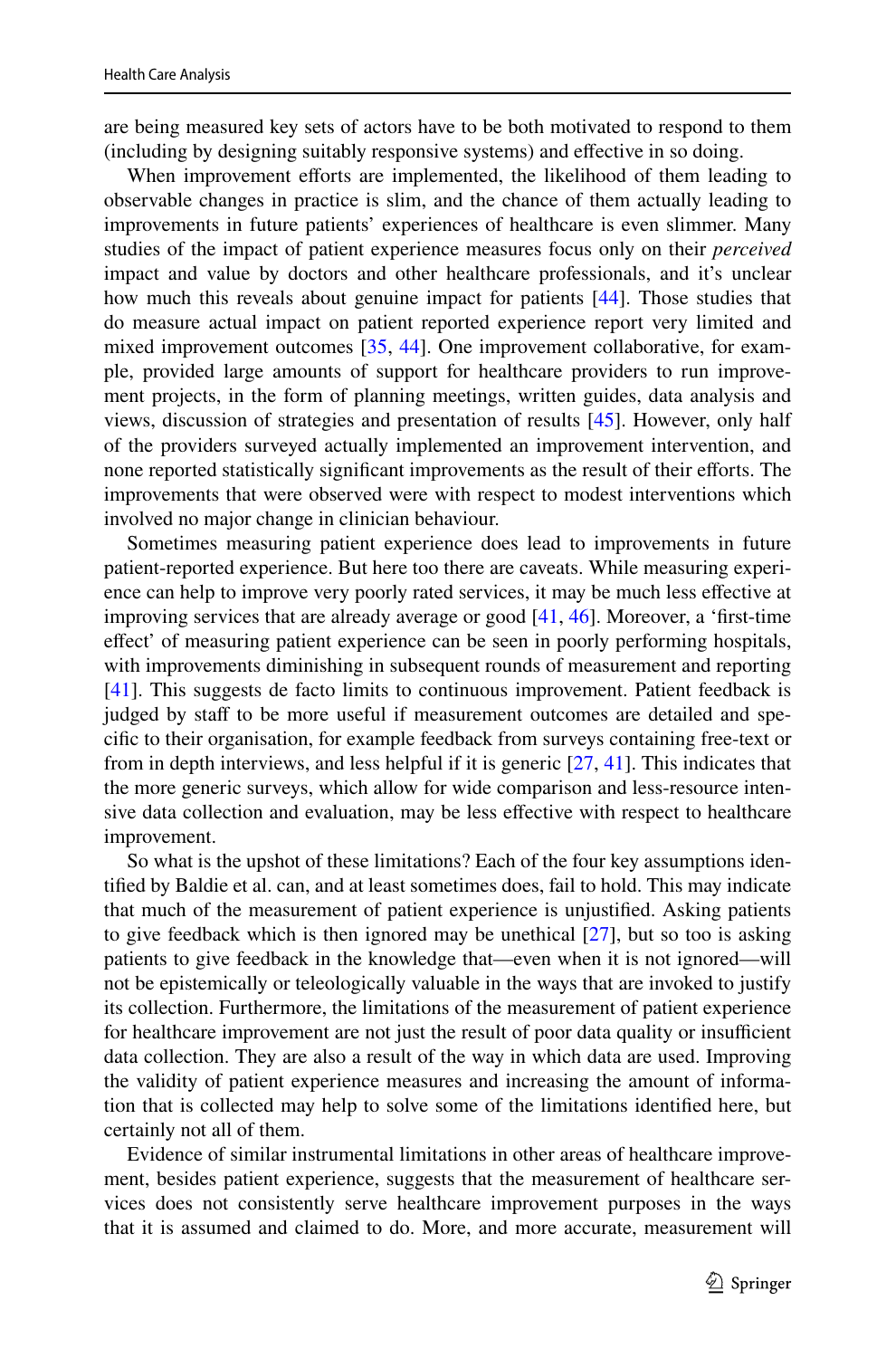are being measured key sets of actors have to be both motivated to respond to them (including by designing suitably responsive systems) and effective in so doing.

When improvement efforts are implemented, the likelihood of them leading to observable changes in practice is slim, and the chance of them actually leading to improvements in future patients' experiences of healthcare is even slimmer. Many studies of the impact of patient experience measures focus only on their *perceived* impact and value by doctors and other healthcare professionals, and it's unclear how much this reveals about genuine impact for patients [44]. Those studies that do measure actual impact on patient reported experience report very limited and mixed improvement outcomes [35, 44]. One improvement collaborative, for example, provided large amounts of support for healthcare providers to run improvement projects, in the form of planning meetings, written guides, data analysis and views, discussion of strategies and presentation of results [45]. However, only half of the providers surveyed actually implemented an improvement intervention, and none reported statistically significant improvements as the result of their efforts. The improvements that were observed were with respect to modest interventions which involved no major change in clinician behaviour.

Sometimes measuring patient experience does lead to improvements in future patient-reported experience. But here too there are caveats. While measuring experience can help to improve very poorly rated services, it may be much less effective at improving services that are already average or good [41, 46]. Moreover, a 'first-time effect' of measuring patient experience can be seen in poorly performing hospitals, with improvements diminishing in subsequent rounds of measurement and reporting [41]. This suggests de facto limits to continuous improvement. Patient feedback is judged by staff to be more useful if measurement outcomes are detailed and specific to their organisation, for example feedback from surveys containing free-text or from in depth interviews, and less helpful if it is generic [27, 41]. This indicates that the more generic surveys, which allow for wide comparison and less-resource intensive data collection and evaluation, may be less effective with respect to healthcare improvement.

So what is the upshot of these limitations? Each of the four key assumptions identified by Baldie et al. can, and at least sometimes does, fail to hold. This may indicate that much of the measurement of patient experience is unjustified. Asking patients to give feedback which is then ignored may be unethical [27], but so too is asking patients to give feedback in the knowledge that—even when it is not ignored—will not be epistemically or teleologically valuable in the ways that are invoked to justify its collection. Furthermore, the limitations of the measurement of patient experience for healthcare improvement are not just the result of poor data quality or insufficient data collection. They are also a result of the way in which data are used. Improving the validity of patient experience measures and increasing the amount of information that is collected may help to solve some of the limitations identified here, but certainly not all of them.

Evidence of similar instrumental limitations in other areas of healthcare improvement, besides patient experience, suggests that the measurement of healthcare services does not consistently serve healthcare improvement purposes in the ways that it is assumed and claimed to do. More, and more accurate, measurement will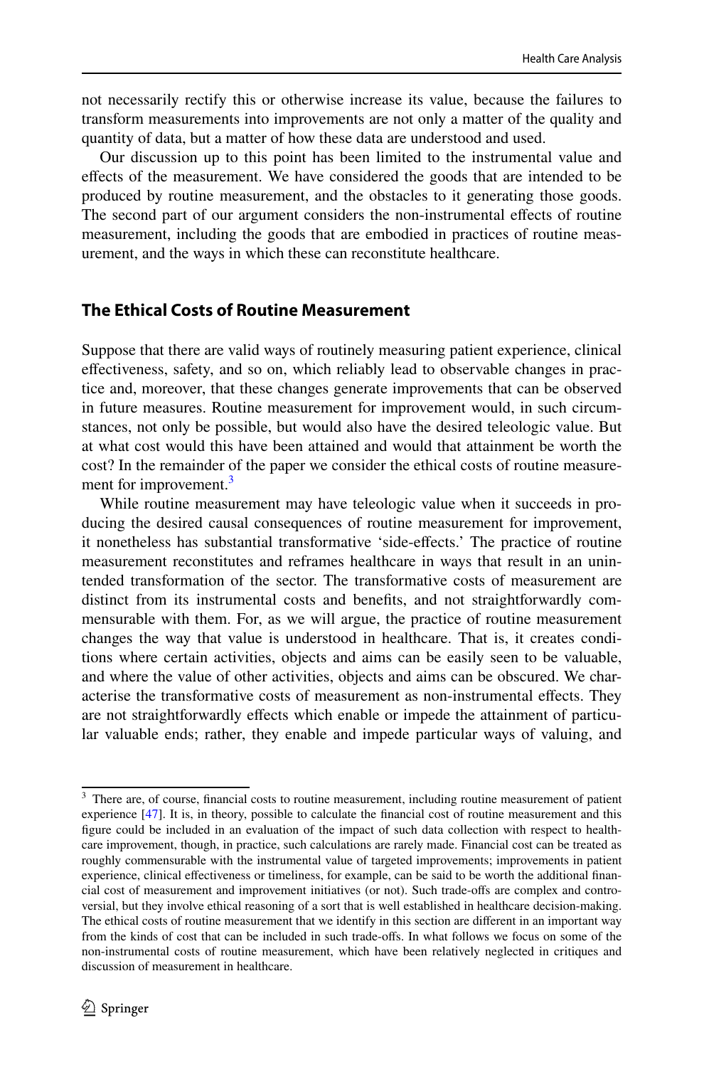not necessarily rectify this or otherwise increase its value, because the failures to transform measurements into improvements are not only a matter of the quality and quantity of data, but a matter of how these data are understood and used.

Our discussion up to this point has been limited to the instrumental value and effects of the measurement. We have considered the goods that are intended to be produced by routine measurement, and the obstacles to it generating those goods. The second part of our argument considers the non-instrumental effects of routine measurement, including the goods that are embodied in practices of routine measurement, and the ways in which these can reconstitute healthcare.

## The Ethical Costs of Routine Measurement

Suppose that there are valid ways of routinely measuring patient experience, clinical effectiveness, safety, and so on, which reliably lead to observable changes in practice and, moreover, that these changes generate improvements that can be observed in future measures. Routine measurement for improvement would, in such circumstances, not only be possible, but would also have the desired teleologic value. But at what cost would this have been attained and would that attainment be worth the cost? In the remainder of the paper we consider the ethical costs of routine measurement for improvement.[3]

While routine measurement may have teleologic value when it succeeds in producing the desired causal consequences of routine measurement for improvement, it nonetheless has substantial transformative 'side-effects.' The practice of routine measurement reconstitutes and reframes healthcare in ways that result in an unintended transformation of the sector. The transformative costs of measurement are distinct from its instrumental costs and benefits, and not straightforwardly commensurable with them. For, as we will argue, the practice of routine measurement changes the way that value is understood in healthcare. That is, it creates conditions where certain activities, objects and aims can be easily seen to be valuable, and where the value of other activities, objects and aims can be obscured. We characterise the transformative costs of measurement as non-instrumental effects. They are not straightforwardly effects which enable or impede the attainment of particular valuable ends; rather, they enable and impede particular ways of valuing, and

[3] There are, of course, financial costs to routine measurement, including routine measurement of patient experience [47]. It is, in theory, possible to calculate the financial cost of routine measurement and this figure could be included in an evaluation of the impact of such data collection with respect to healthcare improvement, though, in practice, such calculations are rarely made. Financial cost can be treated as roughly commensurable with the instrumental value of targeted improvements; improvements in patient experience, clinical effectiveness or timeliness, for example, can be said to be worth the additional financial cost of measurement and improvement initiatives (or not). Such trade-offs are complex and controversial, but they involve ethical reasoning of a sort that is well established in healthcare decision-making. The ethical costs of routine measurement that we identify in this section are different in an important way from the kinds of cost that can be included in such trade-offs. In what follows we focus on some of the non-instrumental costs of routine measurement, which have been relatively neglected in critiques and discussion of measurement in healthcare.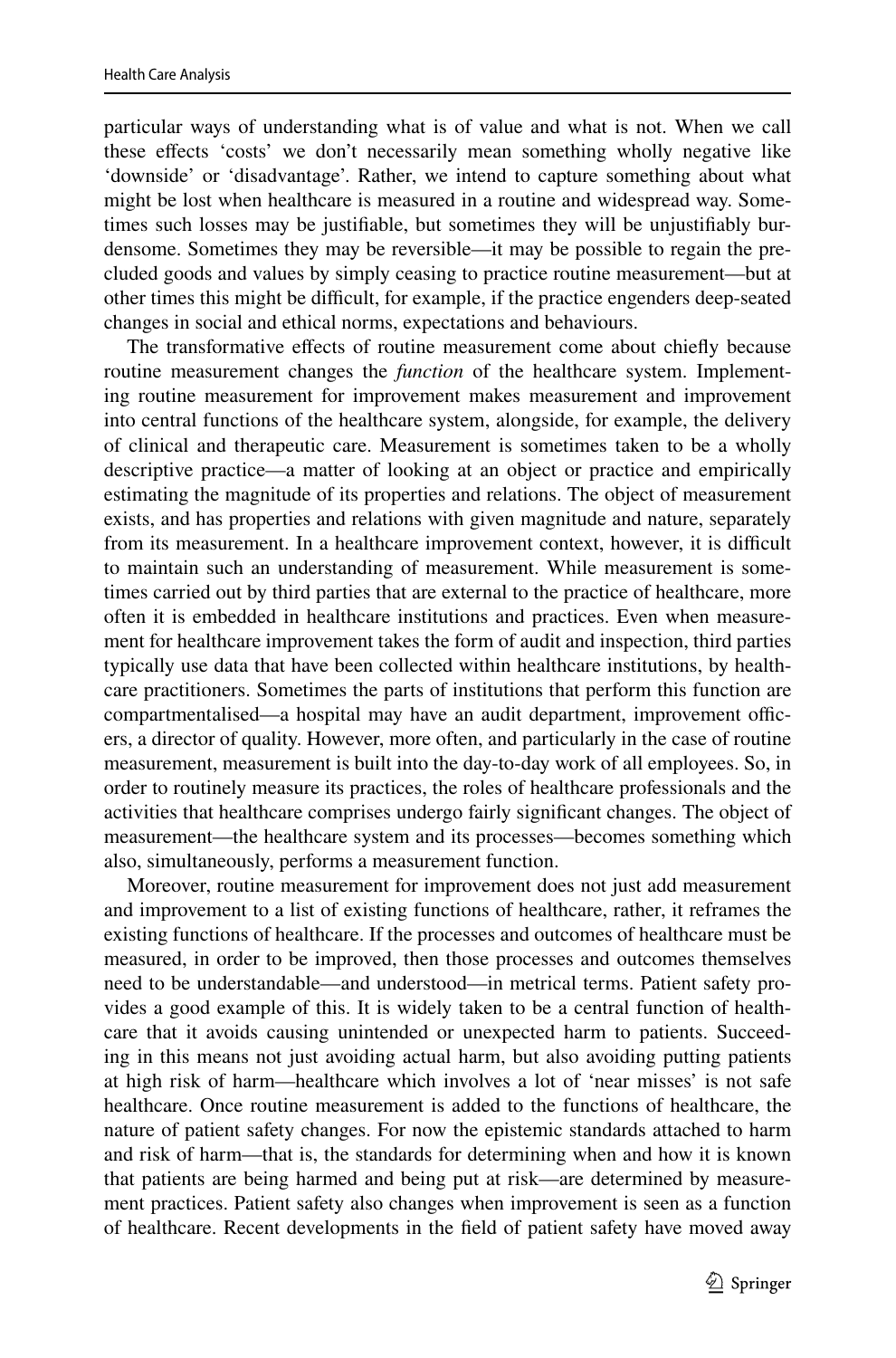particular ways of understanding what is of value and what is not. When we call these effects 'costs' we don't necessarily mean something wholly negative like 'downside' or 'disadvantage'. Rather, we intend to capture something about what might be lost when healthcare is measured in a routine and widespread way. Sometimes such losses may be justifiable, but sometimes they will be unjustifiably burdensome. Sometimes they may be reversible—it may be possible to regain the precluded goods and values by simply ceasing to practice routine measurement—but at other times this might be difficult, for example, if the practice engenders deep-seated changes in social and ethical norms, expectations and behaviours.

The transformative effects of routine measurement come about chiefly because routine measurement changes the *function* of the healthcare system. Implementing routine measurement for improvement makes measurement and improvement into central functions of the healthcare system, alongside, for example, the delivery of clinical and therapeutic care. Measurement is sometimes taken to be a wholly descriptive practice—a matter of looking at an object or practice and empirically estimating the magnitude of its properties and relations. The object of measurement exists, and has properties and relations with given magnitude and nature, separately from its measurement. In a healthcare improvement context, however, it is difficult to maintain such an understanding of measurement. While measurement is sometimes carried out by third parties that are external to the practice of healthcare, more often it is embedded in healthcare institutions and practices. Even when measurement for healthcare improvement takes the form of audit and inspection, third parties typically use data that have been collected within healthcare institutions, by healthcare practitioners. Sometimes the parts of institutions that perform this function are compartmentalised—a hospital may have an audit department, improvement officers, a director of quality. However, more often, and particularly in the case of routine measurement, measurement is built into the day-to-day work of all employees. So, in order to routinely measure its practices, the roles of healthcare professionals and the activities that healthcare comprises undergo fairly significant changes. The object of measurement—the healthcare system and its processes—becomes something which also, simultaneously, performs a measurement function.

Moreover, routine measurement for improvement does not just add measurement and improvement to a list of existing functions of healthcare, rather, it reframes the existing functions of healthcare. If the processes and outcomes of healthcare must be measured, in order to be improved, then those processes and outcomes themselves need to be understandable—and understood—in metrical terms. Patient safety provides a good example of this. It is widely taken to be a central function of healthcare that it avoids causing unintended or unexpected harm to patients. Succeeding in this means not just avoiding actual harm, but also avoiding putting patients at high risk of harm—healthcare which involves a lot of 'near misses' is not safe healthcare. Once routine measurement is added to the functions of healthcare, the nature of patient safety changes. For now the epistemic standards attached to harm and risk of harm—that is, the standards for determining when and how it is known that patients are being harmed and being put at risk—are determined by measurement practices. Patient safety also changes when improvement is seen as a function of healthcare. Recent developments in the field of patient safety have moved away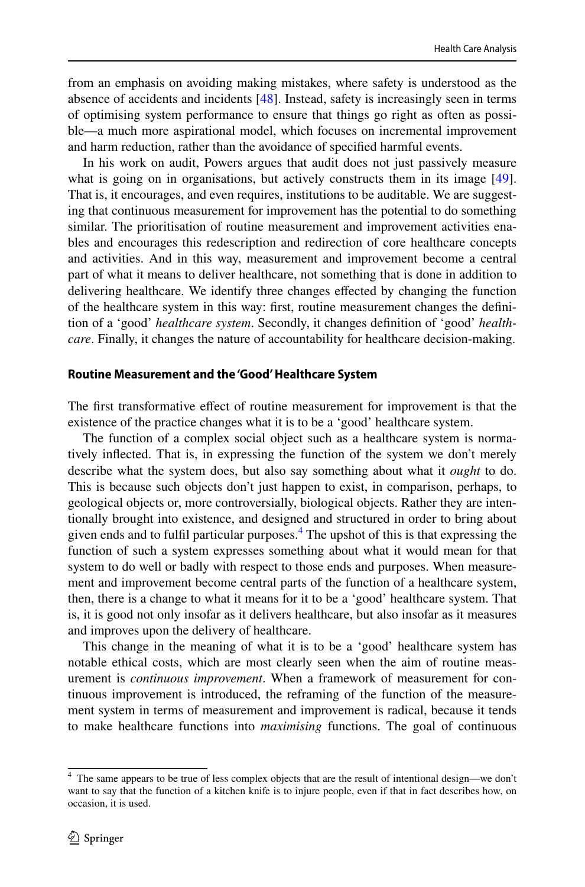from an emphasis on avoiding making mistakes, where safety is understood as the absence of accidents and incidents [48]. Instead, safety is increasingly seen in terms of optimising system performance to ensure that things go right as often as possible—a much more aspirational model, which focuses on incremental improvement and harm reduction, rather than the avoidance of specified harmful events.

In his work on audit, Powers argues that audit does not just passively measure what is going on in organisations, but actively constructs them in its image [49]. That is, it encourages, and even requires, institutions to be auditable. We are suggesting that continuous measurement for improvement has the potential to do something similar. The prioritisation of routine measurement and improvement activities enables and encourages this redescription and redirection of core healthcare concepts and activities. And in this way, measurement and improvement become a central part of what it means to deliver healthcare, not something that is done in addition to delivering healthcare. We identify three changes effected by changing the function of the healthcare system in this way: first, routine measurement changes the definition of a 'good' *healthcare system*. Secondly, it changes definition of 'good' *healthcare*. Finally, it changes the nature of accountability for healthcare decision-making.

### Routine Measurement and the 'Good' Healthcare System

The first transformative effect of routine measurement for improvement is that the existence of the practice changes what it is to be a 'good' healthcare system.

The function of a complex social object such as a healthcare system is normatively inflected. That is, in expressing the function of the system we don't merely describe what the system does, but also say something about what it *ought* to do. This is because such objects don't just happen to exist, in comparison, perhaps, to geological objects or, more controversially, biological objects. Rather they are intentionally brought into existence, and designed and structured in order to bring about given ends and to fulfil particular purposes.[4] The upshot of this is that expressing the function of such a system expresses something about what it would mean for that system to do well or badly with respect to those ends and purposes. When measurement and improvement become central parts of the function of a healthcare system, then, there is a change to what it means for it to be a 'good' healthcare system. That is, it is good not only insofar as it delivers healthcare, but also insofar as it measures and improves upon the delivery of healthcare.

This change in the meaning of what it is to be a 'good' healthcare system has notable ethical costs, which are most clearly seen when the aim of routine measurement is *continuous improvement*. When a framework of measurement for continuous improvement is introduced, the reframing of the function of the measurement system in terms of measurement and improvement is radical, because it tends to make healthcare functions into *maximising* functions. The goal of continuous

[4] The same appears to be true of less complex objects that are the result of intentional design—we don't want to say that the function of a kitchen knife is to injure people, even if that in fact describes how, on occasion, it is used.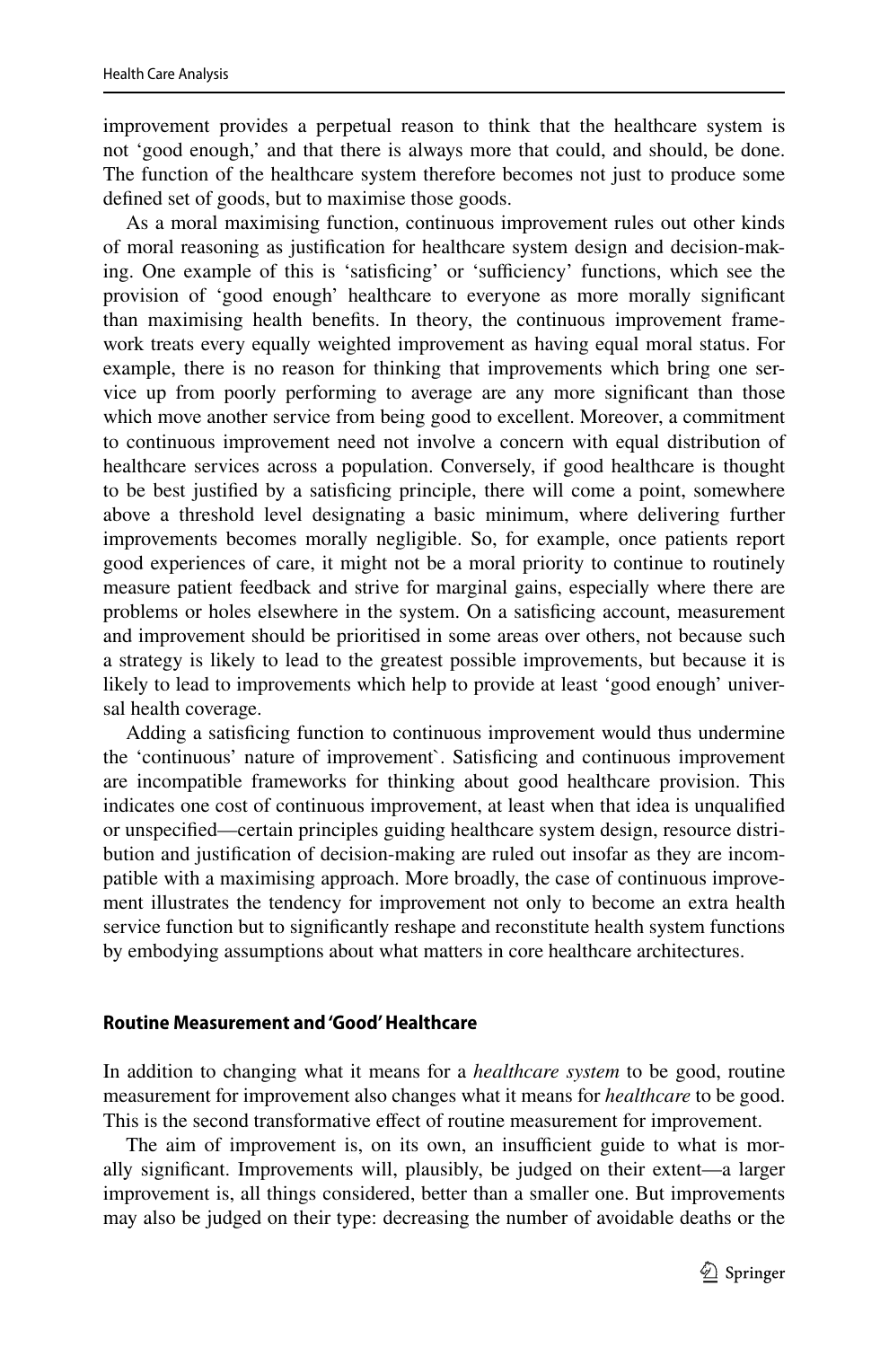improvement provides a perpetual reason to think that the healthcare system is not 'good enough,' and that there is always more that could, and should, be done. The function of the healthcare system therefore becomes not just to produce some defined set of goods, but to maximise those goods.

As a moral maximising function, continuous improvement rules out other kinds of moral reasoning as justification for healthcare system design and decision-making. One example of this is 'satisficing' or 'sufficiency' functions, which see the provision of 'good enough' healthcare to everyone as more morally significant than maximising health benefits. In theory, the continuous improvement framework treats every equally weighted improvement as having equal moral status. For example, there is no reason for thinking that improvements which bring one service up from poorly performing to average are any more significant than those which move another service from being good to excellent. Moreover, a commitment to continuous improvement need not involve a concern with equal distribution of healthcare services across a population. Conversely, if good healthcare is thought to be best justified by a satisficing principle, there will come a point, somewhere above a threshold level designating a basic minimum, where delivering further improvements becomes morally negligible. So, for example, once patients report good experiences of care, it might not be a moral priority to continue to routinely measure patient feedback and strive for marginal gains, especially where there are problems or holes elsewhere in the system. On a satisficing account, measurement and improvement should be prioritised in some areas over others, not because such a strategy is likely to lead to the greatest possible improvements, but because it is likely to lead to improvements which help to provide at least 'good enough' universal health coverage.

Adding a satisficing function to continuous improvement would thus undermine the 'continuous' nature of improvement`. Satisficing and continuous improvement are incompatible frameworks for thinking about good healthcare provision. This indicates one cost of continuous improvement, at least when that idea is unqualified or unspecified—certain principles guiding healthcare system design, resource distribution and justification of decision-making are ruled out insofar as they are incompatible with a maximising approach. More broadly, the case of continuous improvement illustrates the tendency for improvement not only to become an extra health service function but to significantly reshape and reconstitute health system functions by embodying assumptions about what matters in core healthcare architectures.

### Routine Measurement and 'Good' Healthcare

In addition to changing what it means for a *healthcare system* to be good, routine measurement for improvement also changes what it means for *healthcare* to be good. This is the second transformative effect of routine measurement for improvement.

The aim of improvement is, on its own, an insufficient guide to what is morally significant. Improvements will, plausibly, be judged on their extent—a larger improvement is, all things considered, better than a smaller one. But improvements may also be judged on their type: decreasing the number of avoidable deaths or the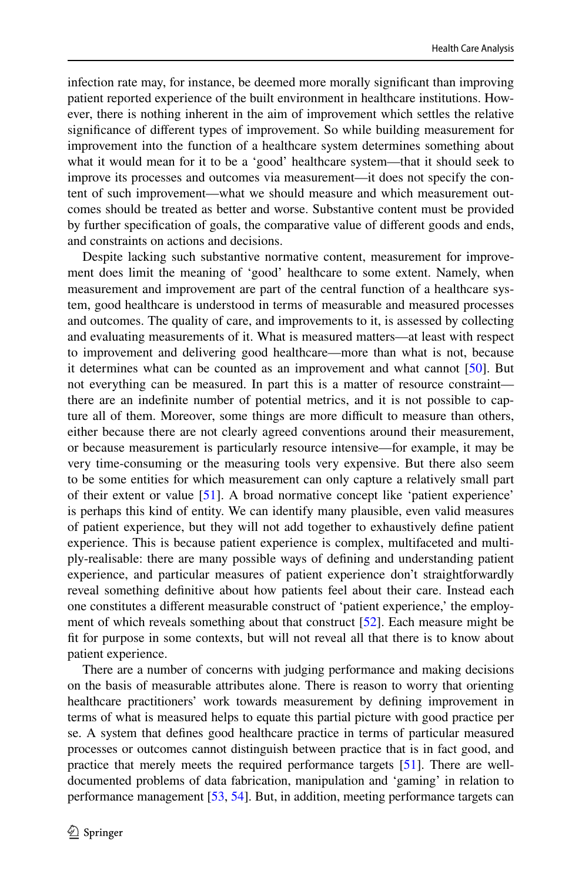infection rate may, for instance, be deemed more morally significant than improving patient reported experience of the built environment in healthcare institutions. However, there is nothing inherent in the aim of improvement which settles the relative significance of different types of improvement. So while building measurement for improvement into the function of a healthcare system determines something about what it would mean for it to be a 'good' healthcare system—that it should seek to improve its processes and outcomes via measurement—it does not specify the content of such improvement—what we should measure and which measurement outcomes should be treated as better and worse. Substantive content must be provided by further specification of goals, the comparative value of different goods and ends, and constraints on actions and decisions.

Despite lacking such substantive normative content, measurement for improvement does limit the meaning of 'good' healthcare to some extent. Namely, when measurement and improvement are part of the central function of a healthcare system, good healthcare is understood in terms of measurable and measured processes and outcomes. The quality of care, and improvements to it, is assessed by collecting and evaluating measurements of it. What is measured matters—at least with respect to improvement and delivering good healthcare—more than what is not, because it determines what can be counted as an improvement and what cannot [50]. But not everything can be measured. In part this is a matter of resource constraint—there are an indefinite number of potential metrics, and it is not possible to capture all of them. Moreover, some things are more difficult to measure than others, either because there are not clearly agreed conventions around their measurement, or because measurement is particularly resource intensive—for example, it may be very time-consuming or the measuring tools very expensive. But there also seem to be some entities for which measurement can only capture a relatively small part of their extent or value [51]. A broad normative concept like 'patient experience' is perhaps this kind of entity. We can identify many plausible, even valid measures of patient experience, but they will not add together to exhaustively define patient experience. This is because patient experience is complex, multifaceted and multiply-realisable: there are many possible ways of defining and understanding patient experience, and particular measures of patient experience don't straightforwardly reveal something definitive about how patients feel about their care. Instead each one constitutes a different measurable construct of 'patient experience,' the employment of which reveals something about that construct [52]. Each measure might be fit for purpose in some contexts, but will not reveal all that there is to know about patient experience.

There are a number of concerns with judging performance and making decisions on the basis of measurable attributes alone. There is reason to worry that orienting healthcare practitioners' work towards measurement by defining improvement in terms of what is measured helps to equate this partial picture with good practice per se. A system that defines good healthcare practice in terms of particular measured processes or outcomes cannot distinguish between practice that is in fact good, and practice that merely meets the required performance targets [51]. There are well-documented problems of data fabrication, manipulation and 'gaming' in relation to performance management [53, 54]. But, in addition, meeting performance targets can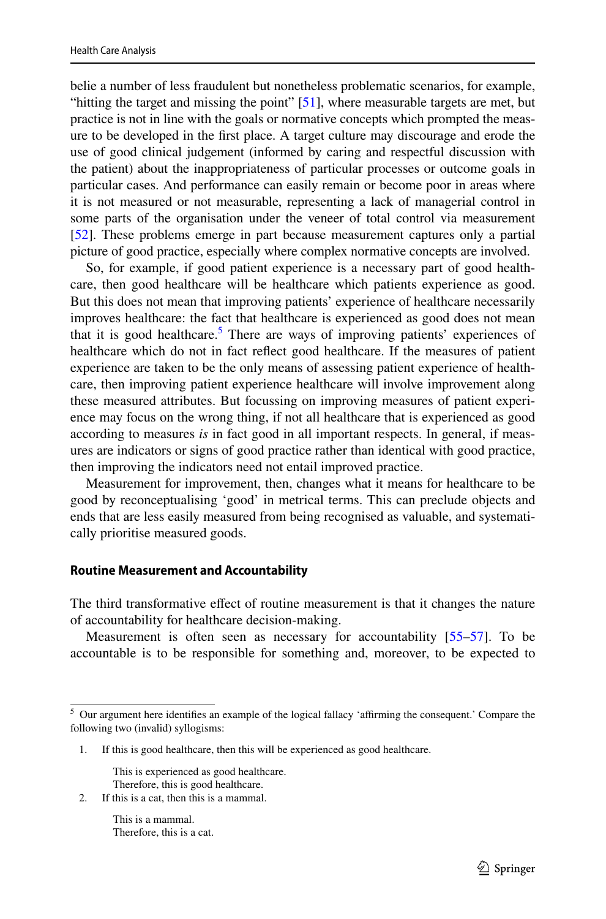belie a number of less fraudulent but nonetheless problematic scenarios, for example, "hitting the target and missing the point" [51], where measurable targets are met, but practice is not in line with the goals or normative concepts which prompted the measure to be developed in the first place. A target culture may discourage and erode the use of good clinical judgement (informed by caring and respectful discussion with the patient) about the inappropriateness of particular processes or outcome goals in particular cases. And performance can easily remain or become poor in areas where it is not measured or not measurable, representing a lack of managerial control in some parts of the organisation under the veneer of total control via measurement [52]. These problems emerge in part because measurement captures only a partial picture of good practice, especially where complex normative concepts are involved.

So, for example, if good patient experience is a necessary part of good healthcare, then good healthcare will be healthcare which patients experience as good. But this does not mean that improving patients' experience of healthcare necessarily improves healthcare: the fact that healthcare is experienced as good does not mean that it is good healthcare.[5] There are ways of improving patients' experiences of healthcare which do not in fact reflect good healthcare. If the measures of patient experience are taken to be the only means of assessing patient experience of healthcare, then improving patient experience healthcare will involve improvement along these measured attributes. But focussing on improving measures of patient experience may focus on the wrong thing, if not all healthcare that is experienced as good according to measures *is* in fact good in all important respects. In general, if measures are indicators or signs of good practice rather than identical with good practice, then improving the indicators need not entail improved practice.

Measurement for improvement, then, changes what it means for healthcare to be good by reconceptualising 'good' in metrical terms. This can preclude objects and ends that are less easily measured from being recognised as valuable, and systematically prioritise measured goods.

### Routine Measurement and Accountability

The third transformative effect of routine measurement is that it changes the nature of accountability for healthcare decision-making.

Measurement is often seen as necessary for accountability [55–57]. To be accountable is to be responsible for something and, moreover, to be expected to

---

[5] Our argument here identifies an example of the logical fallacy 'affirming the consequent.' Compare the following two (invalid) syllogisms:

1. If this is good healthcare, then this will be experienced as good healthcare.

   This is experienced as good healthcare.
   Therefore, this is good healthcare.
2. If this is a cat, then this is a mammal.

   This is a mammal.
   Therefore, this is a cat.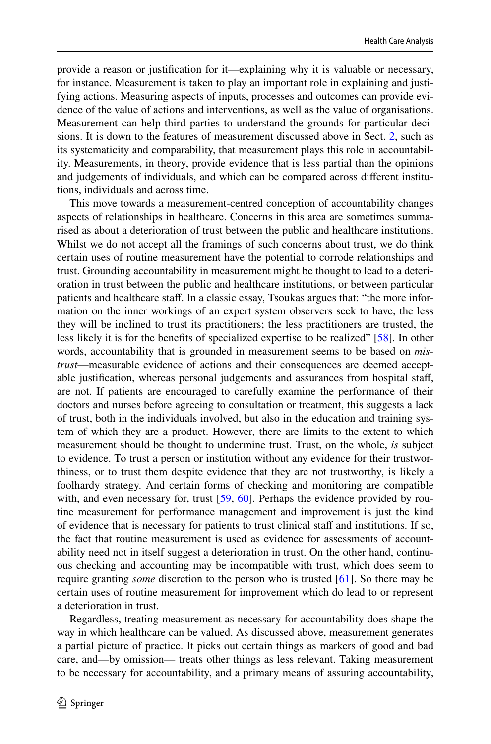provide a reason or justification for it—explaining why it is valuable or necessary, for instance. Measurement is taken to play an important role in explaining and justifying actions. Measuring aspects of inputs, processes and outcomes can provide evidence of the value of actions and interventions, as well as the value of organisations. Measurement can help third parties to understand the grounds for particular decisions. It is down to the features of measurement discussed above in Sect. 2, such as its systematicity and comparability, that measurement plays this role in accountability. Measurements, in theory, provide evidence that is less partial than the opinions and judgements of individuals, and which can be compared across different institutions, individuals and across time.

This move towards a measurement-centred conception of accountability changes aspects of relationships in healthcare. Concerns in this area are sometimes summarised as about a deterioration of trust between the public and healthcare institutions. Whilst we do not accept all the framings of such concerns about trust, we do think certain uses of routine measurement have the potential to corrode relationships and trust. Grounding accountability in measurement might be thought to lead to a deterioration in trust between the public and healthcare institutions, or between particular patients and healthcare staff. In a classic essay, Tsoukas argues that: "the more information on the inner workings of an expert system observers seek to have, the less they will be inclined to trust its practitioners; the less practitioners are trusted, the less likely it is for the benefits of specialized expertise to be realized" [58]. In other words, accountability that is grounded in measurement seems to be based on *mistrust*—measurable evidence of actions and their consequences are deemed acceptable justification, whereas personal judgements and assurances from hospital staff, are not. If patients are encouraged to carefully examine the performance of their doctors and nurses before agreeing to consultation or treatment, this suggests a lack of trust, both in the individuals involved, but also in the education and training system of which they are a product. However, there are limits to the extent to which measurement should be thought to undermine trust. Trust, on the whole, *is* subject to evidence. To trust a person or institution without any evidence for their trustworthiness, or to trust them despite evidence that they are not trustworthy, is likely a foolhardy strategy. And certain forms of checking and monitoring are compatible with, and even necessary for, trust [59, 60]. Perhaps the evidence provided by routine measurement for performance management and improvement is just the kind of evidence that is necessary for patients to trust clinical staff and institutions. If so, the fact that routine measurement is used as evidence for assessments of accountability need not in itself suggest a deterioration in trust. On the other hand, continuous checking and accounting may be incompatible with trust, which does seem to require granting *some* discretion to the person who is trusted [61]. So there may be certain uses of routine measurement for improvement which do lead to or represent a deterioration in trust.

Regardless, treating measurement as necessary for accountability does shape the way in which healthcare can be valued. As discussed above, measurement generates a partial picture of practice. It picks out certain things as markers of good and bad care, and—by omission— treats other things as less relevant. Taking measurement to be necessary for accountability, and a primary means of assuring accountability,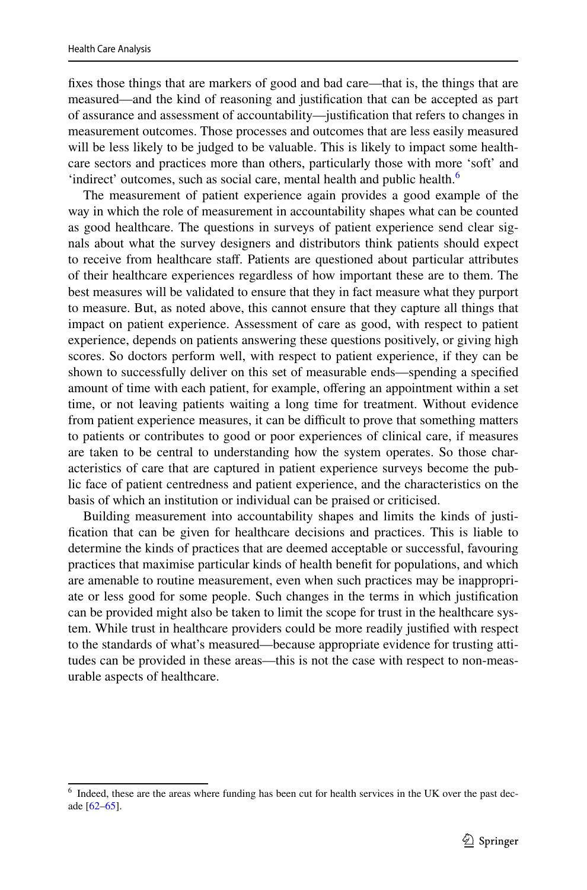fixes those things that are markers of good and bad care—that is, the things that are measured—and the kind of reasoning and justification that can be accepted as part of assurance and assessment of accountability—justification that refers to changes in measurement outcomes. Those processes and outcomes that are less easily measured will be less likely to be judged to be valuable. This is likely to impact some healthcare sectors and practices more than others, particularly those with more 'soft' and 'indirect' outcomes, such as social care, mental health and public health.[6]

The measurement of patient experience again provides a good example of the way in which the role of measurement in accountability shapes what can be counted as good healthcare. The questions in surveys of patient experience send clear signals about what the survey designers and distributors think patients should expect to receive from healthcare staff. Patients are questioned about particular attributes of their healthcare experiences regardless of how important these are to them. The best measures will be validated to ensure that they in fact measure what they purport to measure. But, as noted above, this cannot ensure that they capture all things that impact on patient experience. Assessment of care as good, with respect to patient experience, depends on patients answering these questions positively, or giving high scores. So doctors perform well, with respect to patient experience, if they can be shown to successfully deliver on this set of measurable ends—spending a specified amount of time with each patient, for example, offering an appointment within a set time, or not leaving patients waiting a long time for treatment. Without evidence from patient experience measures, it can be difficult to prove that something matters to patients or contributes to good or poor experiences of clinical care, if measures are taken to be central to understanding how the system operates. So those characteristics of care that are captured in patient experience surveys become the public face of patient centredness and patient experience, and the characteristics on the basis of which an institution or individual can be praised or criticised.

Building measurement into accountability shapes and limits the kinds of justification that can be given for healthcare decisions and practices. This is liable to determine the kinds of practices that are deemed acceptable or successful, favouring practices that maximise particular kinds of health benefit for populations, and which are amenable to routine measurement, even when such practices may be inappropriate or less good for some people. Such changes in the terms in which justification can be provided might also be taken to limit the scope for trust in the healthcare system. While trust in healthcare providers could be more readily justified with respect to the standards of what's measured—because appropriate evidence for trusting attitudes can be provided in these areas—this is not the case with respect to non-measurable aspects of healthcare.

[6] Indeed, these are the areas where funding has been cut for health services in the UK over the past decade [62–65].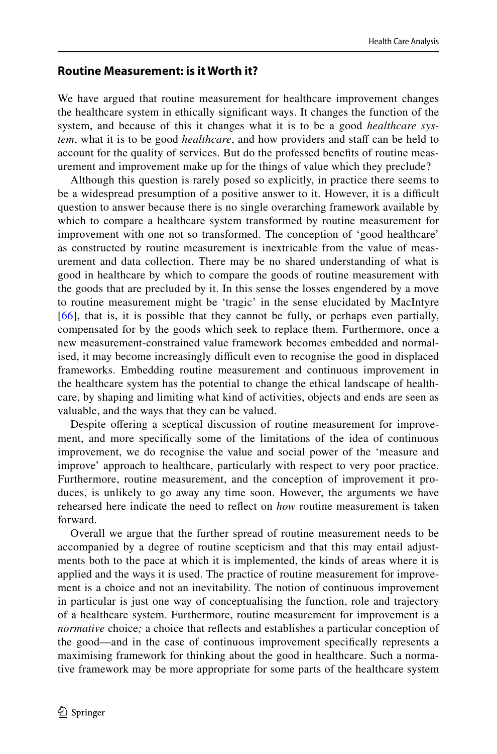## Routine Measurement: is it Worth it?

We have argued that routine measurement for healthcare improvement changes the healthcare system in ethically significant ways. It changes the function of the system, and because of this it changes what it is to be a good *healthcare system*, what it is to be good *healthcare*, and how providers and staff can be held to account for the quality of services. But do the professed benefits of routine measurement and improvement make up for the things of value which they preclude?

Although this question is rarely posed so explicitly, in practice there seems to be a widespread presumption of a positive answer to it. However, it is a difficult question to answer because there is no single overarching framework available by which to compare a healthcare system transformed by routine measurement for improvement with one not so transformed. The conception of 'good healthcare' as constructed by routine measurement is inextricable from the value of measurement and data collection. There may be no shared understanding of what is good in healthcare by which to compare the goods of routine measurement with the goods that are precluded by it. In this sense the losses engendered by a move to routine measurement might be 'tragic' in the sense elucidated by MacIntyre [66], that is, it is possible that they cannot be fully, or perhaps even partially, compensated for by the goods which seek to replace them. Furthermore, once a new measurement-constrained value framework becomes embedded and normalised, it may become increasingly difficult even to recognise the good in displaced frameworks. Embedding routine measurement and continuous improvement in the healthcare system has the potential to change the ethical landscape of healthcare, by shaping and limiting what kind of activities, objects and ends are seen as valuable, and the ways that they can be valued.

Despite offering a sceptical discussion of routine measurement for improvement, and more specifically some of the limitations of the idea of continuous improvement, we do recognise the value and social power of the 'measure and improve' approach to healthcare, particularly with respect to very poor practice. Furthermore, routine measurement, and the conception of improvement it produces, is unlikely to go away any time soon. However, the arguments we have rehearsed here indicate the need to reflect on *how* routine measurement is taken forward.

Overall we argue that the further spread of routine measurement needs to be accompanied by a degree of routine scepticism and that this may entail adjustments both to the pace at which it is implemented, the kinds of areas where it is applied and the ways it is used. The practice of routine measurement for improvement is a choice and not an inevitability. The notion of continuous improvement in particular is just one way of conceptualising the function, role and trajectory of a healthcare system. Furthermore, routine measurement for improvement is a *normative* choice*;* a choice that reflects and establishes a particular conception of the good—and in the case of continuous improvement specifically represents a maximising framework for thinking about the good in healthcare. Such a normative framework may be more appropriate for some parts of the healthcare system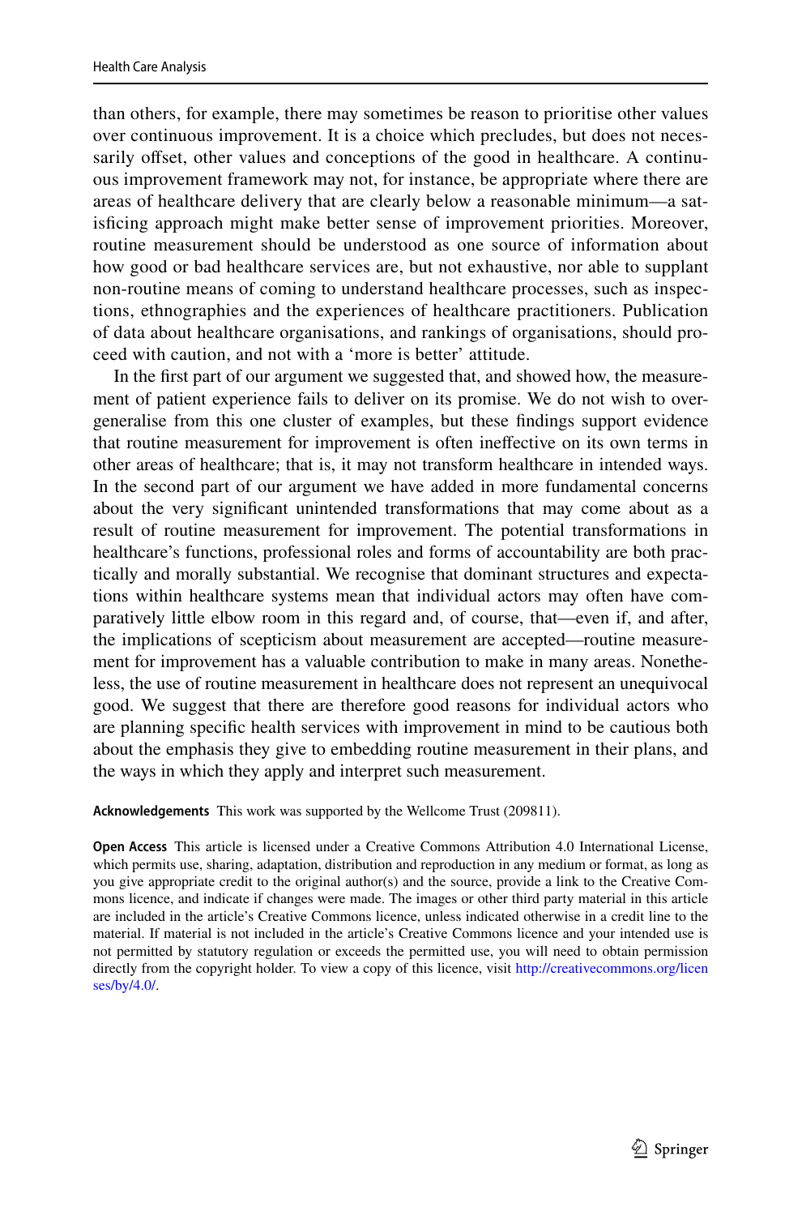than others, for example, there may sometimes be reason to prioritise other values over continuous improvement. It is a choice which precludes, but does not necessarily offset, other values and conceptions of the good in healthcare. A continuous improvement framework may not, for instance, be appropriate where there are areas of healthcare delivery that are clearly below a reasonable minimum—a satisficing approach might make better sense of improvement priorities. Moreover, routine measurement should be understood as one source of information about how good or bad healthcare services are, but not exhaustive, nor able to supplant non-routine means of coming to understand healthcare processes, such as inspections, ethnographies and the experiences of healthcare practitioners. Publication of data about healthcare organisations, and rankings of organisations, should proceed with caution, and not with a 'more is better' attitude.

In the first part of our argument we suggested that, and showed how, the measurement of patient experience fails to deliver on its promise. We do not wish to overgeneralise from this one cluster of examples, but these findings support evidence that routine measurement for improvement is often ineffective on its own terms in other areas of healthcare; that is, it may not transform healthcare in intended ways. In the second part of our argument we have added in more fundamental concerns about the very significant unintended transformations that may come about as a result of routine measurement for improvement. The potential transformations in healthcare's functions, professional roles and forms of accountability are both practically and morally substantial. We recognise that dominant structures and expectations within healthcare systems mean that individual actors may often have comparatively little elbow room in this regard and, of course, that—even if, and after, the implications of scepticism about measurement are accepted—routine measurement for improvement has a valuable contribution to make in many areas. Nonetheless, the use of routine measurement in healthcare does not represent an unequivocal good. We suggest that there are therefore good reasons for individual actors who are planning specific health services with improvement in mind to be cautious both about the emphasis they give to embedding routine measurement in their plans, and the ways in which they apply and interpret such measurement.

**Acknowledgements** This work was supported by the Wellcome Trust (209811).

**Open Access** This article is licensed under a Creative Commons Attribution 4.0 International License, which permits use, sharing, adaptation, distribution and reproduction in any medium or format, as long as you give appropriate credit to the original author(s) and the source, provide a link to the Creative Commons licence, and indicate if changes were made. The images or other third party material in this article are included in the article's Creative Commons licence, unless indicated otherwise in a credit line to the material. If material is not included in the article's Creative Commons licence and your intended use is not permitted by statutory regulation or exceeds the permitted use, you will need to obtain permission directly from the copyright holder. To view a copy of this licence, visit http://creativecommons.org/licenses/by/4.0/.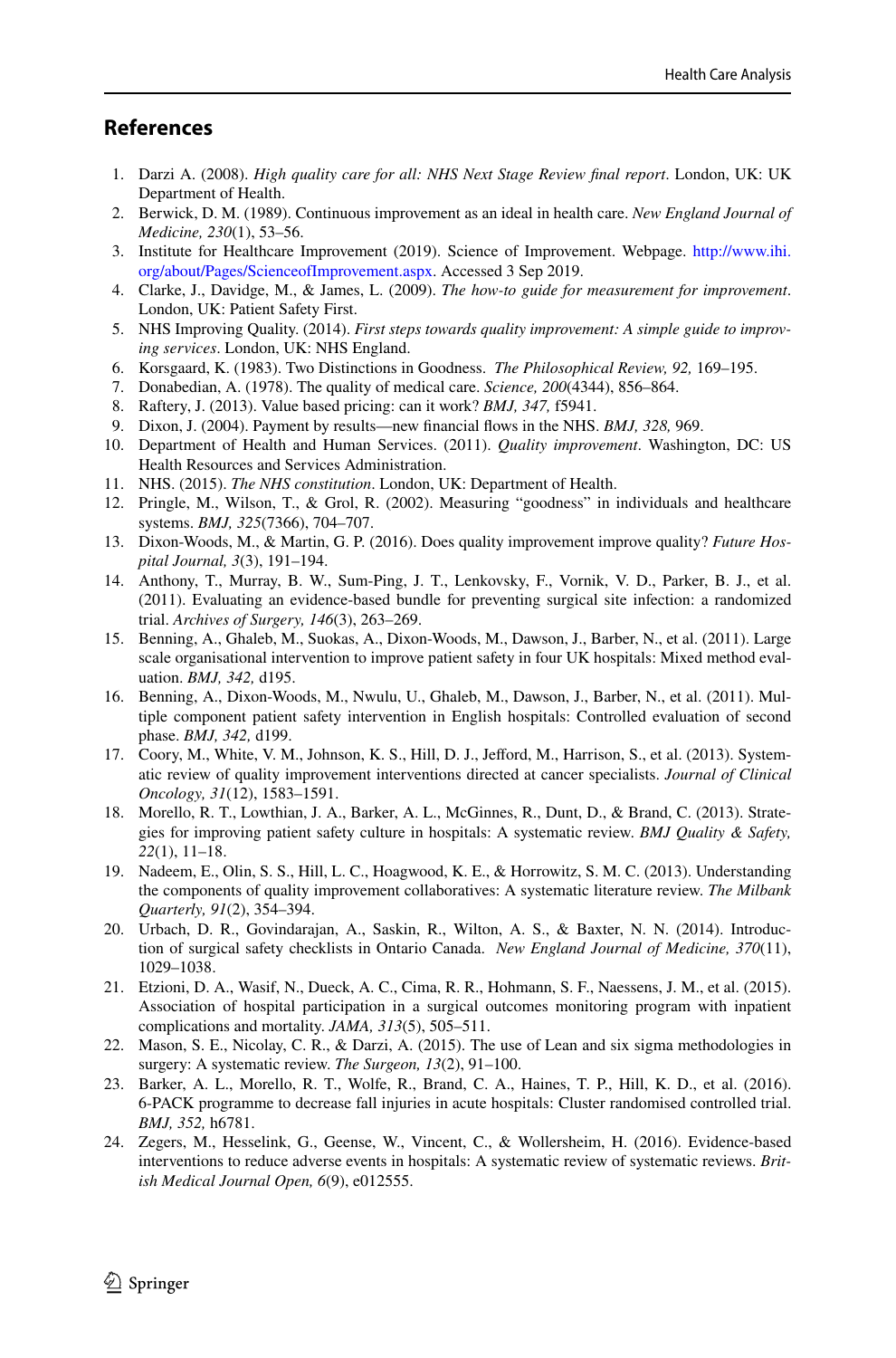## References

1. Darzi A. (2008). *High quality care for all: NHS Next Stage Review final report*. London, UK: UK Department of Health.
2. Berwick, D. M. (1989). Continuous improvement as an ideal in health care. *New England Journal of Medicine, 230*(1), 53–56.
3. Institute for Healthcare Improvement (2019). Science of Improvement. Webpage. http://www.ihi.org/about/Pages/ScienceofImprovement.aspx. Accessed 3 Sep 2019.
4. Clarke, J., Davidge, M., & James, L. (2009). *The how-to guide for measurement for improvement*. London, UK: Patient Safety First.
5. NHS Improving Quality. (2014). *First steps towards quality improvement: A simple guide to improving services*. London, UK: NHS England.
6. Korsgaard, K. (1983). Two Distinctions in Goodness. *The Philosophical Review, 92,* 169–195.
7. Donabedian, A. (1978). The quality of medical care. *Science, 200*(4344), 856–864.
8. Raftery, J. (2013). Value based pricing: can it work? *BMJ, 347,* f5941.
9. Dixon, J. (2004). Payment by results—new financial flows in the NHS. *BMJ, 328,* 969.
10. Department of Health and Human Services. (2011). *Quality improvement*. Washington, DC: US Health Resources and Services Administration.
11. NHS. (2015). *The NHS constitution*. London, UK: Department of Health.
12. Pringle, M., Wilson, T., & Grol, R. (2002). Measuring "goodness" in individuals and healthcare systems. *BMJ, 325*(7366), 704–707.
13. Dixon-Woods, M., & Martin, G. P. (2016). Does quality improvement improve quality? *Future Hospital Journal, 3*(3), 191–194.
14. Anthony, T., Murray, B. W., Sum-Ping, J. T., Lenkovsky, F., Vornik, V. D., Parker, B. J., et al. (2011). Evaluating an evidence-based bundle for preventing surgical site infection: a randomized trial. *Archives of Surgery, 146*(3), 263–269.
15. Benning, A., Ghaleb, M., Suokas, A., Dixon-Woods, M., Dawson, J., Barber, N., et al. (2011). Large scale organisational intervention to improve patient safety in four UK hospitals: Mixed method evaluation. *BMJ, 342,* d195.
16. Benning, A., Dixon-Woods, M., Nwulu, U., Ghaleb, M., Dawson, J., Barber, N., et al. (2011). Multiple component patient safety intervention in English hospitals: Controlled evaluation of second phase. *BMJ, 342,* d199.
17. Coory, M., White, V. M., Johnson, K. S., Hill, D. J., Jefford, M., Harrison, S., et al. (2013). Systematic review of quality improvement interventions directed at cancer specialists. *Journal of Clinical Oncology, 31*(12), 1583–1591.
18. Morello, R. T., Lowthian, J. A., Barker, A. L., McGinnes, R., Dunt, D., & Brand, C. (2013). Strategies for improving patient safety culture in hospitals: A systematic review. *BMJ Quality & Safety, 22*(1), 11–18.
19. Nadeem, E., Olin, S. S., Hill, L. C., Hoagwood, K. E., & Horrowitz, S. M. C. (2013). Understanding the components of quality improvement collaboratives: A systematic literature review. *The Milbank Quarterly, 91*(2), 354–394.
20. Urbach, D. R., Govindarajan, A., Saskin, R., Wilton, A. S., & Baxter, N. N. (2014). Introduction of surgical safety checklists in Ontario Canada. *New England Journal of Medicine, 370*(11), 1029–1038.
21. Etzioni, D. A., Wasif, N., Dueck, A. C., Cima, R. R. Hohmann, S. F., Naessens, J. M., et al. (2015). Association of hospital participation in a surgical outcomes monitoring program with inpatient complications and mortality. *JAMA, 313*(5), 505–511.
22. Mason, S. E., Nicolay, C. R., & Darzi, A. (2015). The use of Lean and six sigma methodologies in surgery: A systematic review. *The Surgeon, 13*(2), 91–100.
23. Barker, A. L., Morello, R. T., Wolfe, R., Brand, C. A., Haines, T. P., Hill, K. D., et al. (2016). 6-PACK programme to decrease fall injuries in acute hospitals: Cluster randomised controlled trial. *BMJ, 352,* h6781.
24. Zegers, M., Hesselink, G., Geense, W., Vincent, C., & Wollersheim, H. (2016). Evidence-based interventions to reduce adverse events in hospitals: A systematic review of systematic reviews. *British Medical Journal Open, 6*(9), e012555.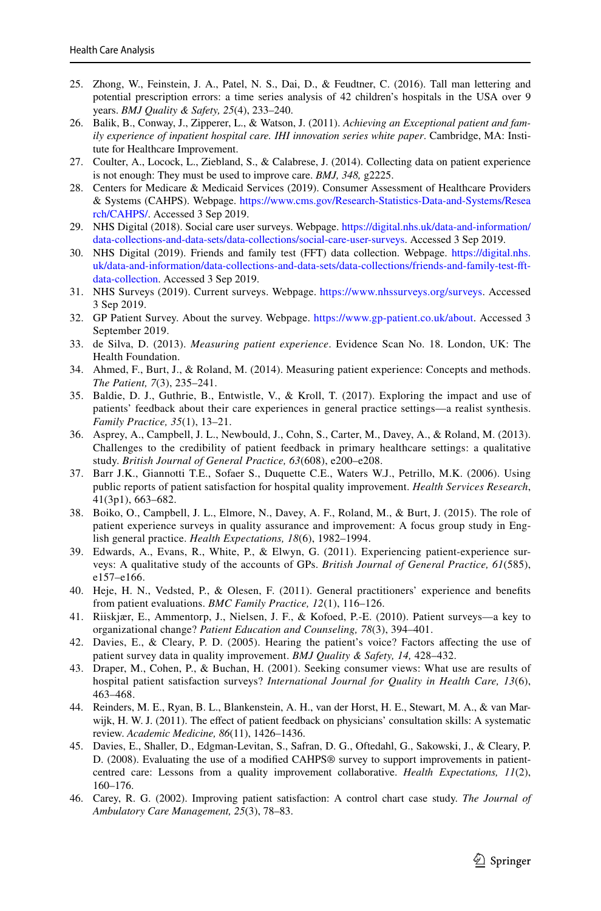25. Zhong, W., Feinstein, J. A., Patel, N. S., Dai, D., & Feudtner, C. (2016). Tall man lettering and potential prescription errors: a time series analysis of 42 children's hospitals in the USA over 9 years. *BMJ Quality & Safety, 25*(4), 233–240.
26. Balik, B., Conway, J., Zipperer, L., & Watson, J. (2011). *Achieving an Exceptional patient and family experience of inpatient hospital care. IHI innovation series white paper*. Cambridge, MA: Institute for Healthcare Improvement.
27. Coulter, A., Locock, L., Ziebland, S., & Calabrese, J. (2014). Collecting data on patient experience is not enough: They must be used to improve care. *BMJ, 348,* g2225.
28. Centers for Medicare & Medicaid Services (2019). Consumer Assessment of Healthcare Providers & Systems (CAHPS). Webpage. https://www.cms.gov/Research-Statistics-Data-and-Systems/Research/CAHPS/. Accessed 3 Sep 2019.
29. NHS Digital (2018). Social care user surveys. Webpage. https://digital.nhs.uk/data-and-information/data-collections-and-data-sets/data-collections/social-care-user-surveys. Accessed 3 Sep 2019.
30. NHS Digital (2019). Friends and family test (FFT) data collection. Webpage. https://digital.nhs.uk/data-and-information/data-collections-and-data-sets/data-collections/friends-and-family-test-fft-data-collection. Accessed 3 Sep 2019.
31. NHS Surveys (2019). Current surveys. Webpage. https://www.nhssurveys.org/surveys. Accessed 3 Sep 2019.
32. GP Patient Survey. About the survey. Webpage. https://www.gp-patient.co.uk/about. Accessed 3 September 2019.
33. de Silva, D. (2013). *Measuring patient experience*. Evidence Scan No. 18. London, UK: The Health Foundation.
34. Ahmed, F., Burt, J., & Roland, M. (2014). Measuring patient experience: Concepts and methods. *The Patient, 7*(3), 235–241.
35. Baldie, D. J., Guthrie, B., Entwistle, V., & Kroll, T. (2017). Exploring the impact and use of patients' feedback about their care experiences in general practice settings—a realist synthesis. *Family Practice, 35*(1), 13–21.
36. Asprey, A., Campbell, J. L., Newbould, J., Cohn, S., Carter, M., Davey, A., & Roland, M. (2013). Challenges to the credibility of patient feedback in primary healthcare settings: a qualitative study. *British Journal of General Practice, 63*(608), e200–e208.
37. Barr J.K., Giannotti T.E., Sofaer S., Duquette C.E., Waters W.J., Petrillo, M.K. (2006). Using public reports of patient satisfaction for hospital quality improvement. *Health Services Research*, 41(3p1), 663–682.
38. Boiko, O., Campbell, J. L., Elmore, N., Davey, A. F., Roland, M., & Burt, J. (2015). The role of patient experience surveys in quality assurance and improvement: A focus group study in English general practice. *Health Expectations, 18*(6), 1982–1994.
39. Edwards, A., Evans, R., White, P., & Elwyn, G. (2011). Experiencing patient-experience surveys: A qualitative study of the accounts of GPs. *British Journal of General Practice, 61*(585), e157–e166.
40. Heje, H. N., Vedsted, P., & Olesen, F. (2011). General practitioners' experience and benefits from patient evaluations. *BMC Family Practice, 12*(1), 116–126.
41. Riiskjær, E., Ammentorp, J., Nielsen, J. F., & Kofoed, P.-E. (2010). Patient surveys—a key to organizational change? *Patient Education and Counseling, 78*(3), 394–401.
42. Davies, E., & Cleary, P. D. (2005). Hearing the patient's voice? Factors affecting the use of patient survey data in quality improvement. *BMJ Quality & Safety, 14,* 428–432.
43. Draper, M., Cohen, P., & Buchan, H. (2001). Seeking consumer views: What use are results of hospital patient satisfaction surveys? *International Journal for Quality in Health Care, 13*(6), 463–468.
44. Reinders, M. E., Ryan, B. L., Blankenstein, A. H., van der Horst, H. E., Stewart, M. A., & van Marwijk, H. W. J. (2011). The effect of patient feedback on physicians' consultation skills: A systematic review. *Academic Medicine, 86*(11), 1426–1436.
45. Davies, E., Shaller, D., Edgman-Levitan, S., Safran, D. G., Oftedahl, G., Sakowski, J., & Cleary, P. D. (2008). Evaluating the use of a modified CAHPS® survey to support improvements in patient-centred care: Lessons from a quality improvement collaborative. *Health Expectations, 11*(2), 160–176.
46. Carey, R. G. (2002). Improving patient satisfaction: A control chart case study. *The Journal of Ambulatory Care Management, 25*(3), 78–83.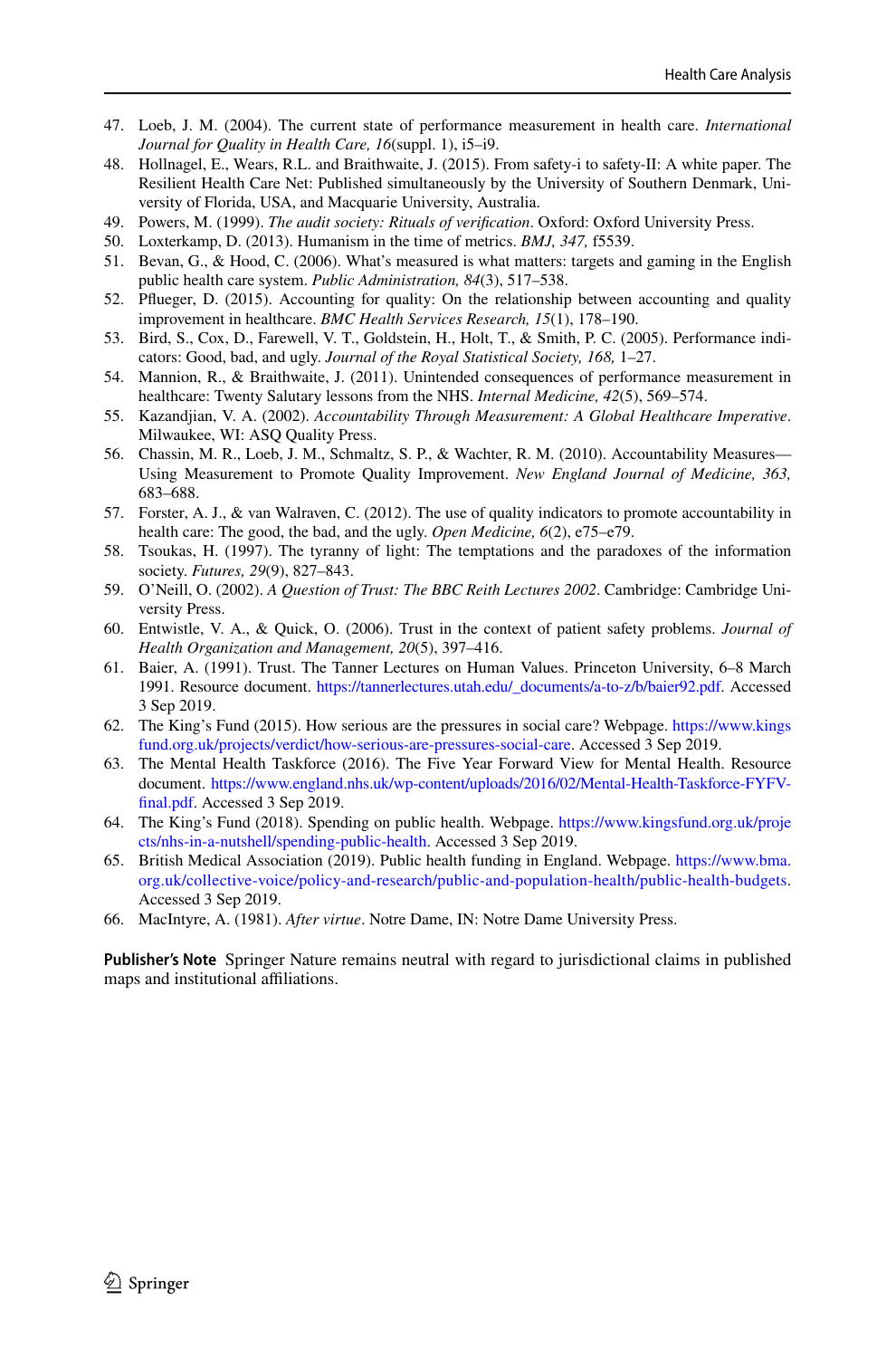47. Loeb, J. M. (2004). The current state of performance measurement in health care. *International Journal for Quality in Health Care, 16*(suppl. 1), i5–i9.
48. Hollnagel, E., Wears, R.L. and Braithwaite, J. (2015). From safety-i to safety-II: A white paper. The Resilient Health Care Net: Published simultaneously by the University of Southern Denmark, University of Florida, USA, and Macquarie University, Australia.
49. Powers, M. (1999). *The audit society: Rituals of verification*. Oxford: Oxford University Press.
50. Loxterkamp, D. (2013). Humanism in the time of metrics. *BMJ, 347,* f5539.
51. Bevan, G., & Hood, C. (2006). What's measured is what matters: targets and gaming in the English public health care system. *Public Administration, 84*(3), 517–538.
52. Pflueger, D. (2015). Accounting for quality: On the relationship between accounting and quality improvement in healthcare. *BMC Health Services Research, 15*(1), 178–190.
53. Bird, S., Cox, D., Farewell, V. T., Goldstein, H., Holt, T., & Smith, P. C. (2005). Performance indicators: Good, bad, and ugly. *Journal of the Royal Statistical Society, 168,* 1–27.
54. Mannion, R., & Braithwaite, J. (2011). Unintended consequences of performance measurement in healthcare: Twenty Salutary lessons from the NHS. *Internal Medicine, 42*(5), 569–574.
55. Kazandjian, V. A. (2002). *Accountability Through Measurement: A Global Healthcare Imperative*. Milwaukee, WI: ASQ Quality Press.
56. Chassin, M. R., Loeb, J. M., Schmaltz, S. P., & Wachter, R. M. (2010). Accountability Measures—Using Measurement to Promote Quality Improvement. *New England Journal of Medicine, 363,* 683–688.
57. Forster, A. J., & van Walraven, C. (2012). The use of quality indicators to promote accountability in health care: The good, the bad, and the ugly. *Open Medicine, 6*(2), e75–e79.
58. Tsoukas, H. (1997). The tyranny of light: The temptations and the paradoxes of the information society. *Futures, 29*(9), 827–843.
59. O'Neill, O. (2002). *A Question of Trust: The BBC Reith Lectures 2002*. Cambridge: Cambridge University Press.
60. Entwistle, V. A., & Quick, O. (2006). Trust in the context of patient safety problems. *Journal of Health Organization and Management, 20*(5), 397–416.
61. Baier, A. (1991). Trust. The Tanner Lectures on Human Values. Princeton University, 6–8 March 1991. Resource document. https://tannerlectures.utah.edu/_documents/a-to-z/b/baier92.pdf. Accessed 3 Sep 2019.
62. The King's Fund (2015). How serious are the pressures in social care? Webpage. https://www.kingsfund.org.uk/projects/verdict/how-serious-are-pressures-social-care. Accessed 3 Sep 2019.
63. The Mental Health Taskforce (2016). The Five Year Forward View for Mental Health. Resource document. https://www.england.nhs.uk/wp-content/uploads/2016/02/Mental-Health-Taskforce-FYFV-final.pdf. Accessed 3 Sep 2019.
64. The King's Fund (2018). Spending on public health. Webpage. https://www.kingsfund.org.uk/projects/nhs-in-a-nutshell/spending-public-health. Accessed 3 Sep 2019.
65. British Medical Association (2019). Public health funding in England. Webpage. https://www.bma.org.uk/collective-voice/policy-and-research/public-and-population-health/public-health-budgets. Accessed 3 Sep 2019.
66. MacIntyre, A. (1981). *After virtue*. Notre Dame, IN: Notre Dame University Press.

**Publisher's Note** Springer Nature remains neutral with regard to jurisdictional claims in published maps and institutional affiliations.